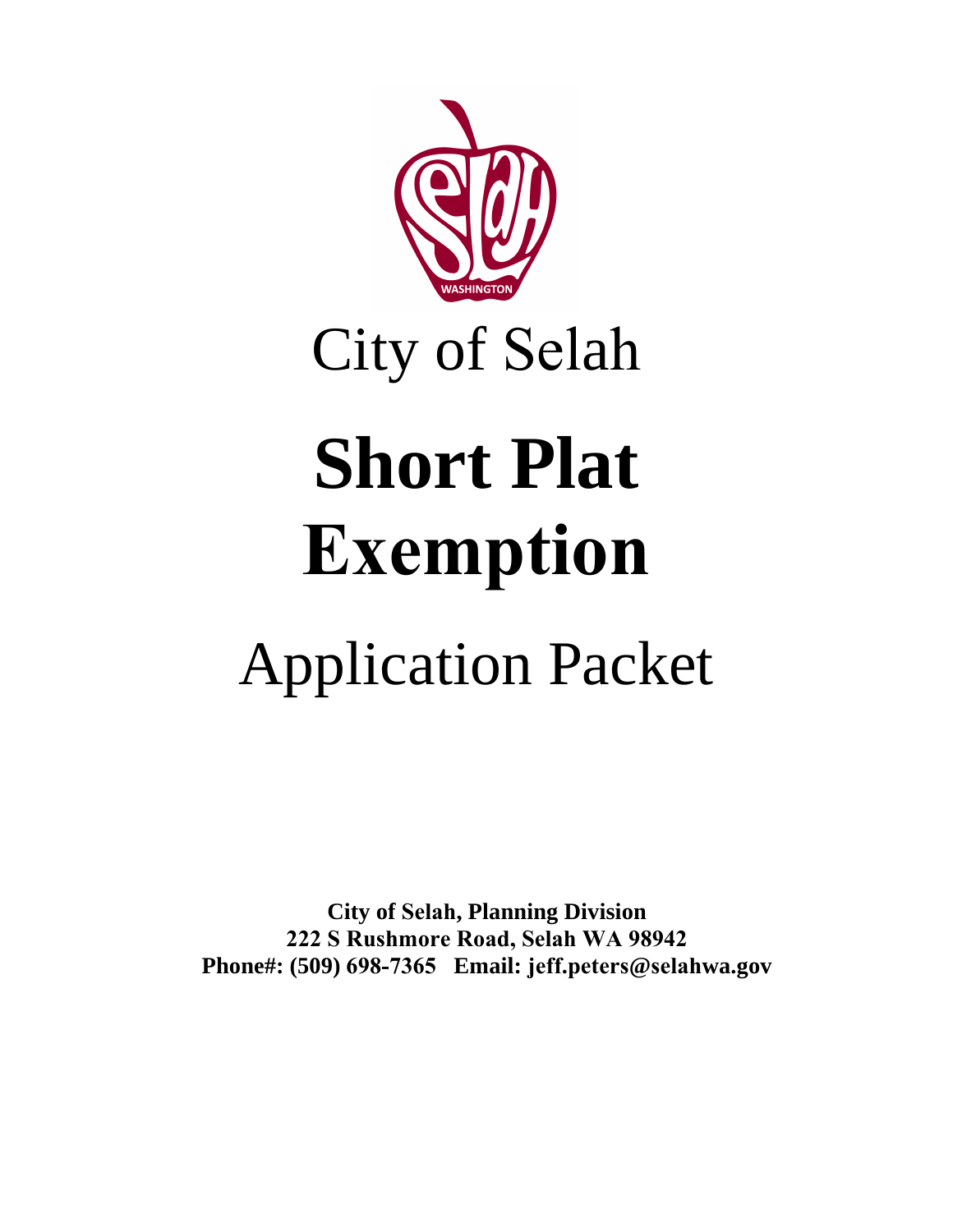City of Selah

# Short Plat Exemption

Application Packet

**City of Selah, Planning Division**
**222 S Rushmore Road, Selah WA 98942**
**Phone#: (509) 698-7365 Email: jeff.peters@selahwa.gov**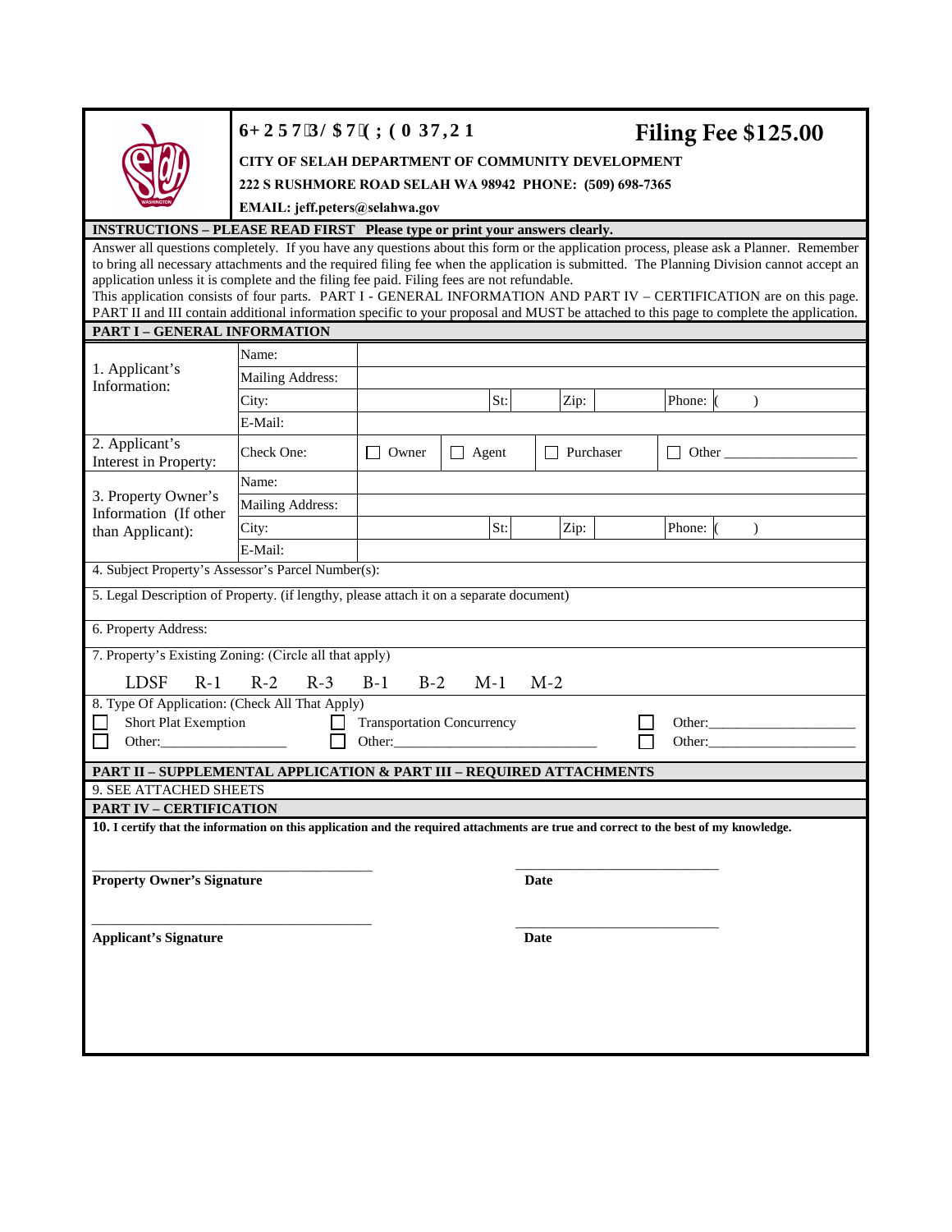# SHORT PLAT EXEMPTION

## Filing Fee $125.00

**CITY OF SELAH DEPARTMENT OF COMMUNITY DEVELOPMENT**

**222 S RUSHMORE ROAD SELAH WA 98942 PHONE: (509) 698-7365**

**EMAIL: jeff.peters@selahwa.gov**

**INSTRUCTIONS – PLEASE READ FIRST Please type or print your answers clearly.**

Answer all questions completely. If you have any questions about this form or the application process, please ask a Planner. Remember to bring all necessary attachments and the required filing fee when the application is submitted. The Planning Division cannot accept an application unless it is complete and the filing fee paid. Filing fees are not refundable.
This application consists of four parts. PART I - GENERAL INFORMATION AND PART IV – CERTIFICATION are on this page. PART II and III contain additional information specific to your proposal and MUST be attached to this page to complete the application.

**PART I – GENERAL INFORMATION**

| | | | | |
|---|---|---|---|---|
| 1. Applicant's Information: | Name: | | | |
| | Mailing Address: | | | |
| | City: | St: | Zip: | Phone: ( ) |
| | E-Mail: | | | |
| 2. Applicant's Interest in Property: | Check One: | ☐ Owner ☐ Agent | ☐ Purchaser | ☐ Other ___________ |
| 3. Property Owner's Information (If other than Applicant): | Name: | | | |
| | Mailing Address: | | | |
| | City: | St: | Zip: | Phone: ( ) |
| | E-Mail: | | | |

4. Subject Property's Assessor's Parcel Number(s):

5. Legal Description of Property. (if lengthy, please attach it on a separate document)

6. Property Address:

7. Property's Existing Zoning: (Circle all that apply)

LDSF R-1 R-2 R-3 B-1 B-2 M-1 M-2

8. Type Of Application: (Check All That Apply)

☐ Short Plat Exemption ☐ Transportation Concurrency ☐ Other:____________

☐ Other:____________ ☐ Other:____________ ☐ Other:____________

**PART II – SUPPLEMENTAL APPLICATION & PART III – REQUIRED ATTACHMENTS**

9. SEE ATTACHED SHEETS

**PART IV – CERTIFICATION**

**10. I certify that the information on this application and the required attachments are true and correct to the best of my knowledge.**

_______________________________ _______________________

**Property Owner's Signature** **Date**

_______________________________ _______________________

**Applicant's Signature** **Date**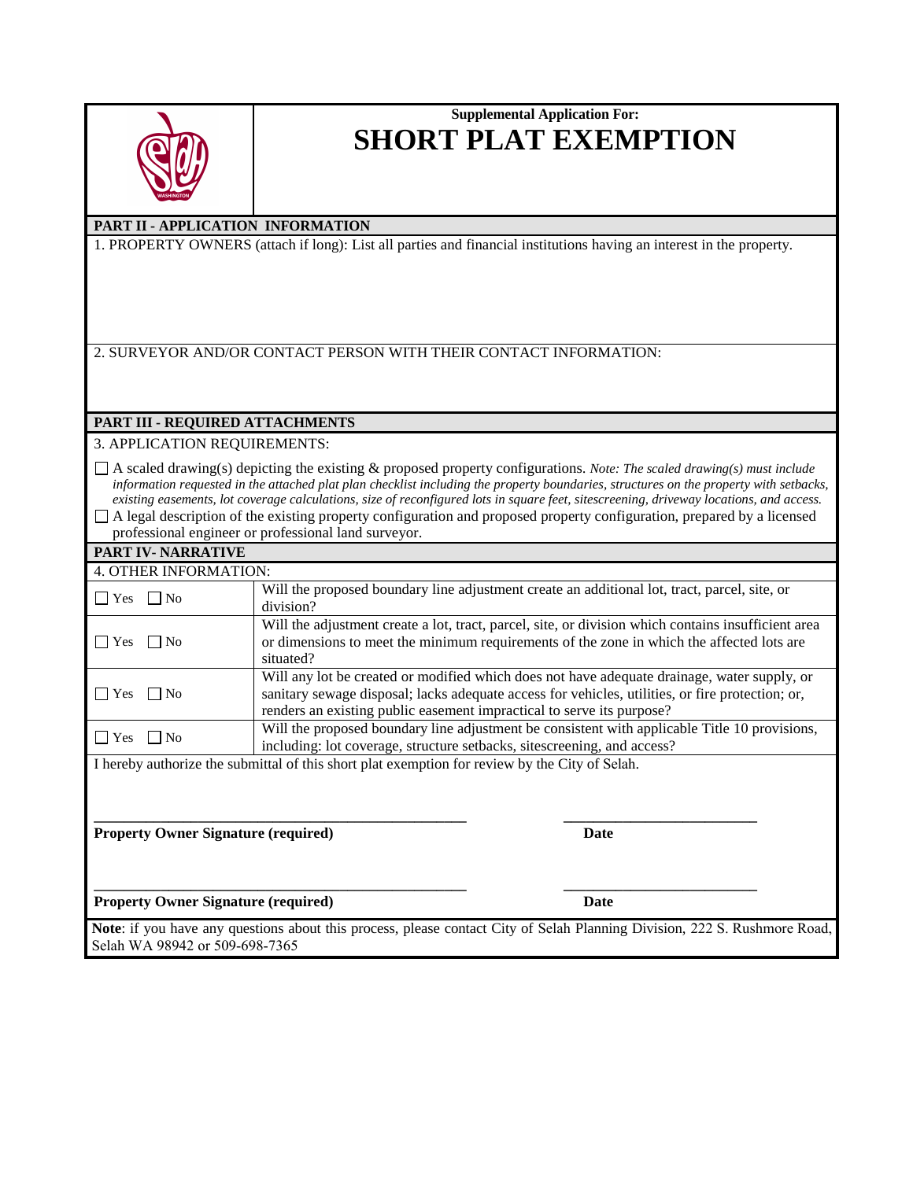**Supplemental Application For:**

# SHORT PLAT EXEMPTION

## PART II - APPLICATION INFORMATION

1. PROPERTY OWNERS (attach if long): List all parties and financial institutions having an interest in the property.

2. SURVEYOR AND/OR CONTACT PERSON WITH THEIR CONTACT INFORMATION:

## PART III - REQUIRED ATTACHMENTS

3. APPLICATION REQUIREMENTS:

- ☐ A scaled drawing(s) depicting the existing & proposed property configurations. *Note: The scaled drawing(s) must include information requested in the attached plat plan checklist including the property boundaries, structures on the property with setbacks, existing easements, lot coverage calculations, size of reconfigured lots in square feet, sitescreening, driveway locations, and access.*
- ☐ A legal description of the existing property configuration and proposed property configuration, prepared by a licensed professional engineer or professional land surveyor.

## PART IV- NARRATIVE

4. OTHER INFORMATION:

| | |
|---|---|
| ☐ Yes ☐ No | Will the proposed boundary line adjustment create an additional lot, tract, parcel, site, or division? |
| ☐ Yes ☐ No | Will the adjustment create a lot, tract, parcel, site, or division which contains insufficient area or dimensions to meet the minimum requirements of the zone in which the affected lots are situated? |
| ☐ Yes ☐ No | Will any lot be created or modified which does not have adequate drainage, water supply, or sanitary sewage disposal; lacks adequate access for vehicles, utilities, or fire protection; or, renders an existing public easement impractical to serve its purpose? |
| ☐ Yes ☐ No | Will the proposed boundary line adjustment be consistent with applicable Title 10 provisions, including: lot coverage, structure setbacks, sitescreening, and access? |

I hereby authorize the submittal of this short plat exemption for review by the City of Selah.

\_\_\_\_\_\_\_\_\_\_\_\_\_\_\_\_\_\_\_\_\_\_\_\_\_\_\_\_\_\_\_\_\_\_\_\_\_\_\_\_ \_\_\_\_\_\_\_\_\_\_\_\_\_\_\_\_\_\_\_\_\_\_\_

**Property Owner Signature (required)** **Date**

\_\_\_\_\_\_\_\_\_\_\_\_\_\_\_\_\_\_\_\_\_\_\_\_\_\_\_\_\_\_\_\_\_\_\_\_\_\_\_\_ \_\_\_\_\_\_\_\_\_\_\_\_\_\_\_\_\_\_\_\_\_\_\_

**Property Owner Signature (required)** **Date**

**Note**: if you have any questions about this process, please contact City of Selah Planning Division, 222 S. Rushmore Road, Selah WA 98942 or 509-698-7365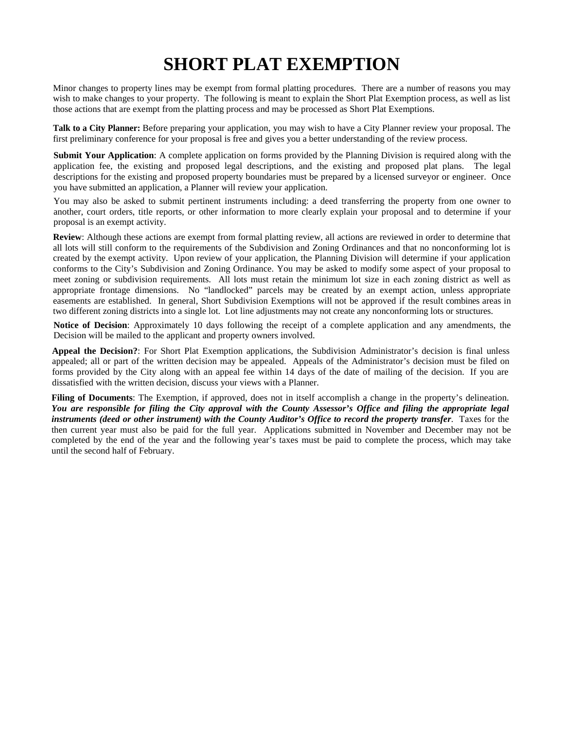# SHORT PLAT EXEMPTION

Minor changes to property lines may be exempt from formal platting procedures. There are a number of reasons you may wish to make changes to your property. The following is meant to explain the Short Plat Exemption process, as well as list those actions that are exempt from the platting process and may be processed as Short Plat Exemptions.

**Talk to a City Planner:** Before preparing your application, you may wish to have a City Planner review your proposal. The first preliminary conference for your proposal is free and gives you a better understanding of the review process.

**Submit Your Application**: A complete application on forms provided by the Planning Division is required along with the application fee, the existing and proposed legal descriptions, and the existing and proposed plat plans. The legal descriptions for the existing and proposed property boundaries must be prepared by a licensed surveyor or engineer. Once you have submitted an application, a Planner will review your application.

You may also be asked to submit pertinent instruments including: a deed transferring the property from one owner to another, court orders, title reports, or other information to more clearly explain your proposal and to determine if your proposal is an exempt activity.

**Review**: Although these actions are exempt from formal platting review, all actions are reviewed in order to determine that all lots will still conform to the requirements of the Subdivision and Zoning Ordinances and that no nonconforming lot is created by the exempt activity. Upon review of your application, the Planning Division will determine if your application conforms to the City's Subdivision and Zoning Ordinance. You may be asked to modify some aspect of your proposal to meet zoning or subdivision requirements. All lots must retain the minimum lot size in each zoning district as well as appropriate frontage dimensions. No "landlocked" parcels may be created by an exempt action, unless appropriate easements are established. In general, Short Subdivision Exemptions will not be approved if the result combines areas in two different zoning districts into a single lot. Lot line adjustments may not create any nonconforming lots or structures.

**Notice of Decision**: Approximately 10 days following the receipt of a complete application and any amendments, the Decision will be mailed to the applicant and property owners involved.

**Appeal the Decision?**: For Short Plat Exemption applications, the Subdivision Administrator's decision is final unless appealed; all or part of the written decision may be appealed. Appeals of the Administrator's decision must be filed on forms provided by the City along with an appeal fee within 14 days of the date of mailing of the decision. If you are dissatisfied with the written decision, discuss your views with a Planner.

**Filing of Documents**: The Exemption, if approved, does not in itself accomplish a change in the property's delineation. ***You are responsible for filing the City approval with the County Assessor's Office and filing the appropriate legal instruments (deed or other instrument) with the County Auditor's Office to record the property transfer***. Taxes for the then current year must also be paid for the full year. Applications submitted in November and December may not be completed by the end of the year and the following year's taxes must be paid to complete the process, which may take until the second half of February.